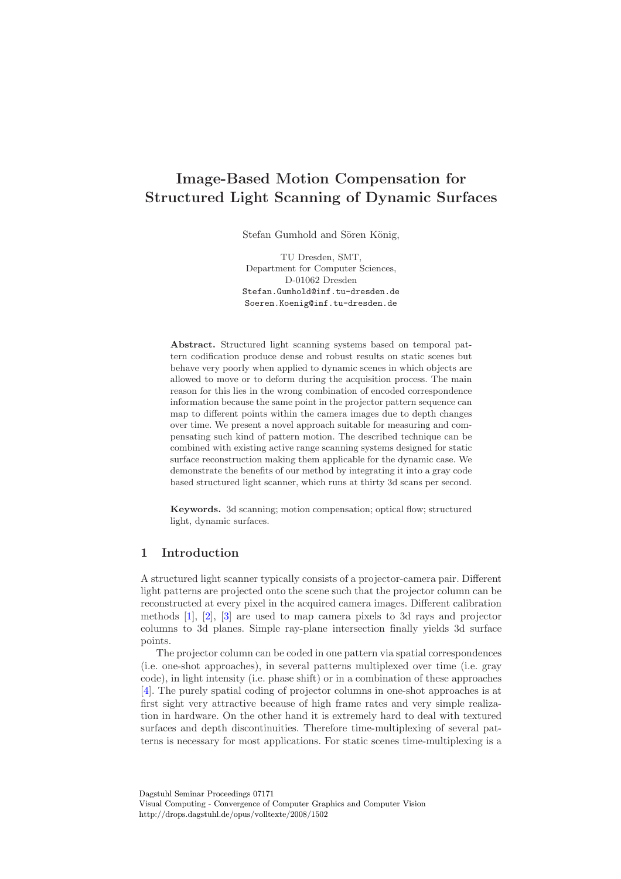# Image-Based Motion Compensation for Structured Light Scanning of Dynamic Surfaces

Stefan Gumhold and Sören König,

TU Dresden, SMT,
Department for Computer Sciences,
D-01062 Dresden
Stefan.Gumhold@inf.tu-dresden.de
Soeren.Koenig@inf.tu-dresden.de

**Abstract.** Structured light scanning systems based on temporal pattern codification produce dense and robust results on static scenes but behave very poorly when applied to dynamic scenes in which objects are allowed to move or to deform during the acquisition process. The main reason for this lies in the wrong combination of encoded correspondence information because the same point in the projector pattern sequence can map to different points within the camera images due to depth changes over time. We present a novel approach suitable for measuring and compensating such kind of pattern motion. The described technique can be combined with existing active range scanning systems designed for static surface reconstruction making them applicable for the dynamic case. We demonstrate the benefits of our method by integrating it into a gray code based structured light scanner, which runs at thirty 3d scans per second.

**Keywords.** 3d scanning; motion compensation; optical flow; structured light, dynamic surfaces.

## 1 Introduction

A structured light scanner typically consists of a projector-camera pair. Different light patterns are projected onto the scene such that the projector column can be reconstructed at every pixel in the acquired camera images. Different calibration methods [1], [2], [3] are used to map camera pixels to 3d rays and projector columns to 3d planes. Simple ray-plane intersection finally yields 3d surface points.

The projector column can be coded in one pattern via spatial correspondences (i.e. one-shot approaches), in several patterns multiplexed over time (i.e. gray code), in light intensity (i.e. phase shift) or in a combination of these approaches [4]. The purely spatial coding of projector columns in one-shot approaches is at first sight very attractive because of high frame rates and very simple realization in hardware. On the other hand it is extremely hard to deal with textured surfaces and depth discontinuities. Therefore time-multiplexing of several patterns is necessary for most applications. For static scenes time-multiplexing is a

Dagstuhl Seminar Proceedings 07171
Visual Computing - Convergence of Computer Graphics and Computer Vision
http://drops.dagstuhl.de/opus/volltexte/2008/1502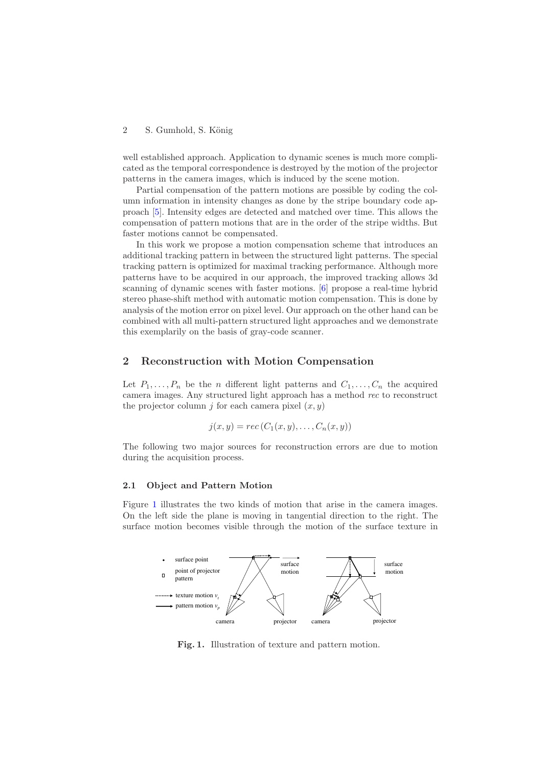well established approach. Application to dynamic scenes is much more complicated as the temporal correspondence is destroyed by the motion of the projector patterns in the camera images, which is induced by the scene motion.

Partial compensation of the pattern motions are possible by coding the column information in intensity changes as done by the stripe boundary code approach [5]. Intensity edges are detected and matched over time. This allows the compensation of pattern motions that are in the order of the stripe widths. But faster motions cannot be compensated.

In this work we propose a motion compensation scheme that introduces an additional tracking pattern in between the structured light patterns. The special tracking pattern is optimized for maximal tracking performance. Although more patterns have to be acquired in our approach, the improved tracking allows 3d scanning of dynamic scenes with faster motions. [6] propose a real-time hybrid stereo phase-shift method with automatic motion compensation. This is done by analysis of the motion error on pixel level. Our approach on the other hand can be combined with all multi-pattern structured light approaches and we demonstrate this exemplarily on the basis of gray-code scanner.

## 2 Reconstruction with Motion Compensation

Let $P_1, \ldots, P_n$ be the $n$ different light patterns and $C_1, \ldots, C_n$ the acquired camera images. Any structured light approach has a method *rec* to reconstruct the projector column $j$ for each camera pixel $(x, y)$

$$j(x, y) = rec\,(C_1(x, y), \ldots, C_n(x, y))$$

The following two major sources for reconstruction errors are due to motion during the acquisition process.

### 2.1 Object and Pattern Motion

Figure 1 illustrates the two kinds of motion that arise in the camera images. On the left side the plane is moving in tangential direction to the right. The surface motion becomes visible through the motion of the surface texture in

**Fig. 1.** Illustration of texture and pattern motion.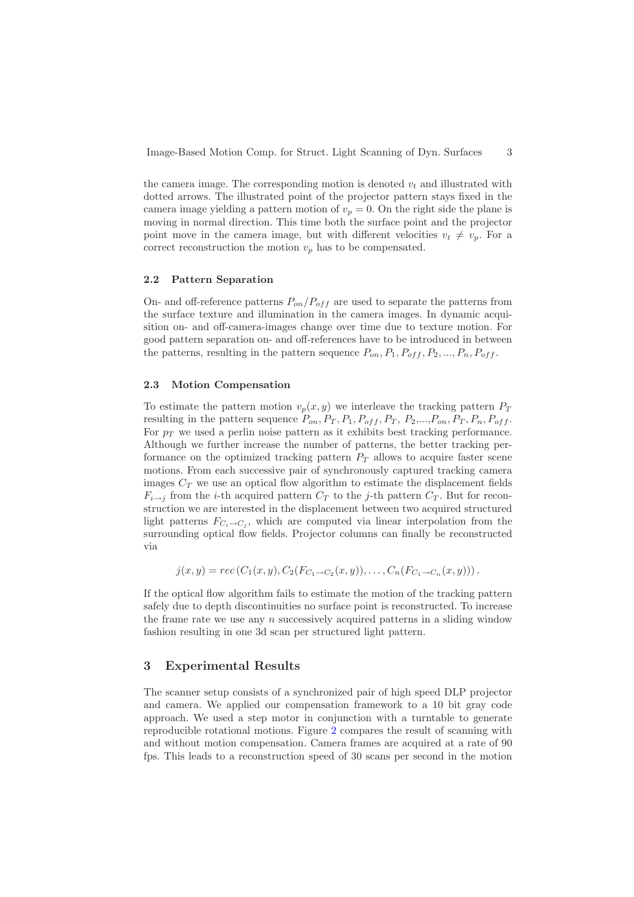the camera image. The corresponding motion is denoted $v_t$ and illustrated with dotted arrows. The illustrated point of the projector pattern stays fixed in the camera image yielding a pattern motion of $v_p = 0$. On the right side the plane is moving in normal direction. This time both the surface point and the projector point move in the camera image, but with different velocities $v_t \neq v_p$. For a correct reconstruction the motion $v_p$ has to be compensated.

### 2.2 Pattern Separation

On- and off-reference patterns $P_{on}/P_{off}$ are used to separate the patterns from the surface texture and illumination in the camera images. In dynamic acquisition on- and off-camera-images change over time due to texture motion. For good pattern separation on- and off-references have to be introduced in between the patterns, resulting in the pattern sequence $P_{on}, P_1, P_{off}, P_2, ..., P_n, P_{off}$.

### 2.3 Motion Compensation

To estimate the pattern motion $v_p(x, y)$ we interleave the tracking pattern $P_T$ resulting in the pattern sequence $P_{on}, P_T, P_1, P_{off}, P_T, P_2,...,P_{on}, P_T, P_n, P_{off}$. For $p_T$ we used a perlin noise pattern as it exhibits best tracking performance. Although we further increase the number of patterns, the better tracking performance on the optimized tracking pattern $P_T$ allows to acquire faster scene motions. From each successive pair of synchronously captured tracking camera images $C_T$ we use an optical flow algorithm to estimate the displacement fields $F_{i\rightarrow j}$ from the $i$-th acquired pattern $C_T$ to the $j$-th pattern $C_T$. But for reconstruction we are interested in the displacement between two acquired structured light patterns $F_{C_i \rightarrow C_j}$, which are computed via linear interpolation from the surrounding optical flow fields. Projector columns can finally be reconstructed via

$$j(x, y) = rec\left(C_1(x, y), C_2(F_{C_1 \rightarrow C_2}(x, y)), \ldots, C_n(F_{C_1 \rightarrow C_n}(x, y))\right).$$

If the optical flow algorithm fails to estimate the motion of the tracking pattern safely due to depth discontinuities no surface point is reconstructed. To increase the frame rate we use any $n$ successively acquired patterns in a sliding window fashion resulting in one 3d scan per structured light pattern.

## 3 Experimental Results

The scanner setup consists of a synchronized pair of high speed DLP projector and camera. We applied our compensation framework to a 10 bit gray code approach. We used a step motor in conjunction with a turntable to generate reproducible rotational motions. Figure 2 compares the result of scanning with and without motion compensation. Camera frames are acquired at a rate of 90 fps. This leads to a reconstruction speed of 30 scans per second in the motion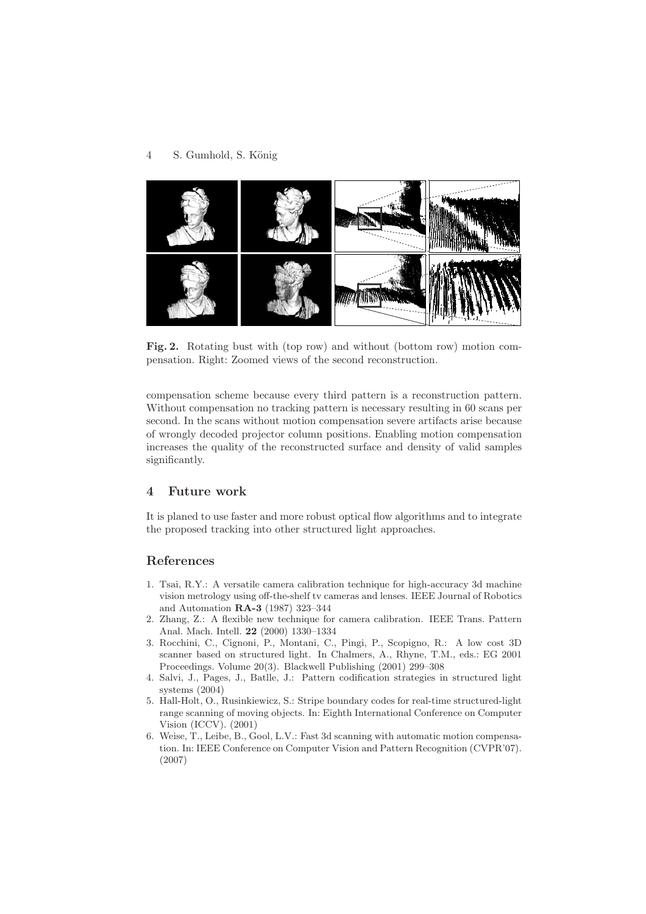**Fig. 2.** Rotating bust with (top row) and without (bottom row) motion compensation. Right: Zoomed views of the second reconstruction.

compensation scheme because every third pattern is a reconstruction pattern. Without compensation no tracking pattern is necessary resulting in 60 scans per second. In the scans without motion compensation severe artifacts arise because of wrongly decoded projector column positions. Enabling motion compensation increases the quality of the reconstructed surface and density of valid samples significantly.

## 4 Future work

It is planed to use faster and more robust optical flow algorithms and to integrate the proposed tracking into other structured light approaches.

## References

1. Tsai, R.Y.: A versatile camera calibration technique for high-accuracy 3d machine vision metrology using off-the-shelf tv cameras and lenses. IEEE Journal of Robotics and Automation **RA-3** (1987) 323–344
2. Zhang, Z.: A flexible new technique for camera calibration. IEEE Trans. Pattern Anal. Mach. Intell. **22** (2000) 1330–1334
3. Rocchini, C., Cignoni, P., Montani, C., Pingi, P., Scopigno, R.: A low cost 3D scanner based on structured light. In Chalmers, A., Rhyne, T.M., eds.: EG 2001 Proceedings. Volume 20(3). Blackwell Publishing (2001) 299–308
4. Salvi, J., Pages, J., Batlle, J.: Pattern codification strategies in structured light systems (2004)
5. Hall-Holt, O., Rusinkiewicz, S.: Stripe boundary codes for real-time structured-light range scanning of moving objects. In: Eighth International Conference on Computer Vision (ICCV). (2001)
6. Weise, T., Leibe, B., Gool, L.V.: Fast 3d scanning with automatic motion compensation. In: IEEE Conference on Computer Vision and Pattern Recognition (CVPR'07). (2007)